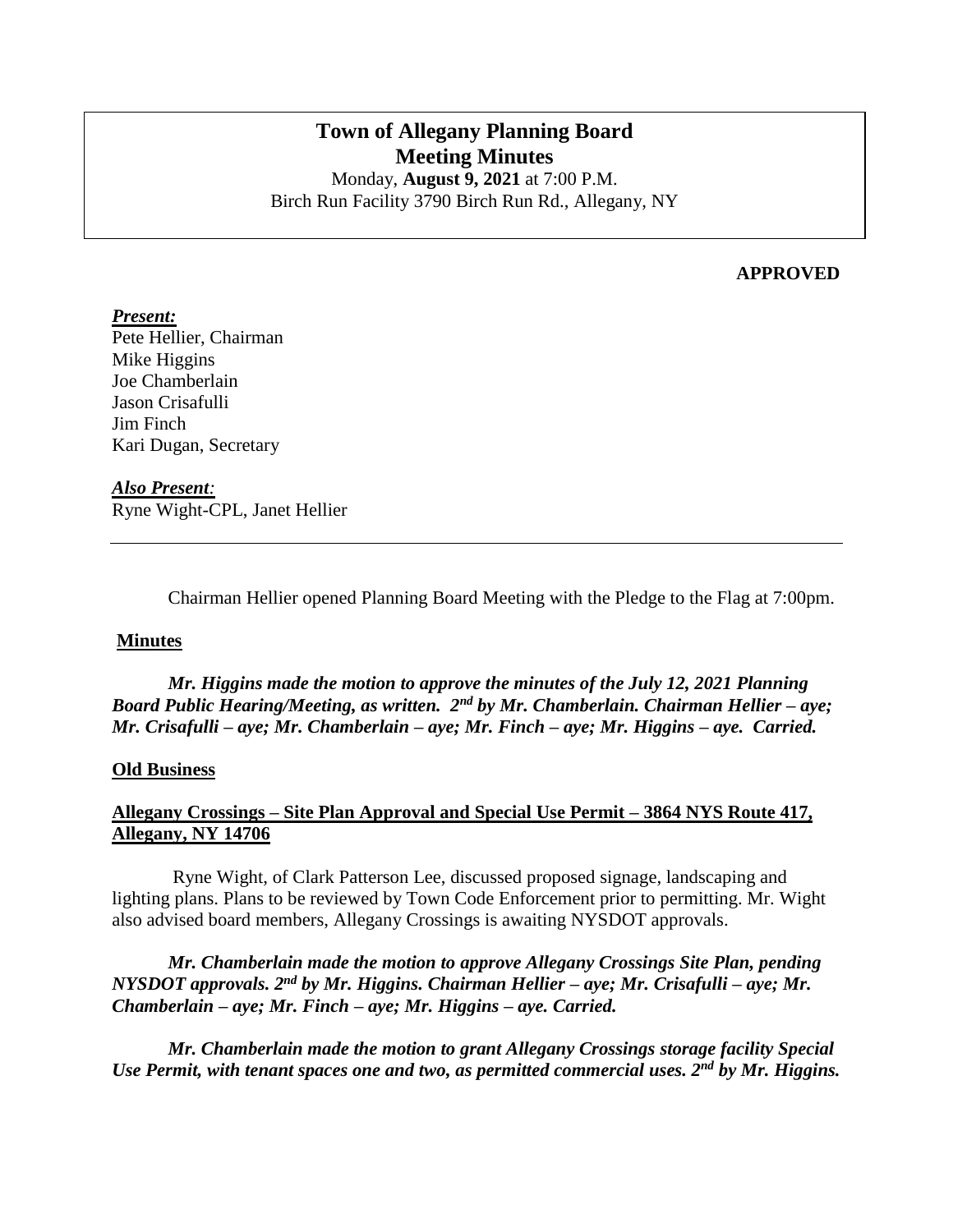# Town of Allegany Planning Board
## Meeting Minutes

Monday, **August 9, 2021** at 7:00 P.M.
Birch Run Facility 3790 Birch Run Rd., Allegany, NY

**APPROVED**

***Present:***
Pete Hellier, Chairman
Mike Higgins
Joe Chamberlain
Jason Crisafulli
Jim Finch
Kari Dugan, Secretary

***Also Present:***
Ryne Wight-CPL, Janet Hellier

---

Chairman Hellier opened Planning Board Meeting with the Pledge to the Flag at 7:00pm.

**Minutes**

***Mr. Higgins made the motion to approve the minutes of the July 12, 2021 Planning Board Public Hearing/Meeting, as written. 2nd by Mr. Chamberlain. Chairman Hellier – aye; Mr. Crisafulli – aye; Mr. Chamberlain – aye; Mr. Finch – aye; Mr. Higgins – aye. Carried.***

**Old Business**

**Allegany Crossings – Site Plan Approval and Special Use Permit – 3864 NYS Route 417, Allegany, NY 14706**

Ryne Wight, of Clark Patterson Lee, discussed proposed signage, landscaping and lighting plans. Plans to be reviewed by Town Code Enforcement prior to permitting. Mr. Wight also advised board members, Allegany Crossings is awaiting NYSDOT approvals.

***Mr. Chamberlain made the motion to approve Allegany Crossings Site Plan, pending NYSDOT approvals. 2nd by Mr. Higgins. Chairman Hellier – aye; Mr. Crisafulli – aye; Mr. Chamberlain – aye; Mr. Finch – aye; Mr. Higgins – aye. Carried.***

***Mr. Chamberlain made the motion to grant Allegany Crossings storage facility Special Use Permit, with tenant spaces one and two, as permitted commercial uses. 2nd by Mr. Higgins.***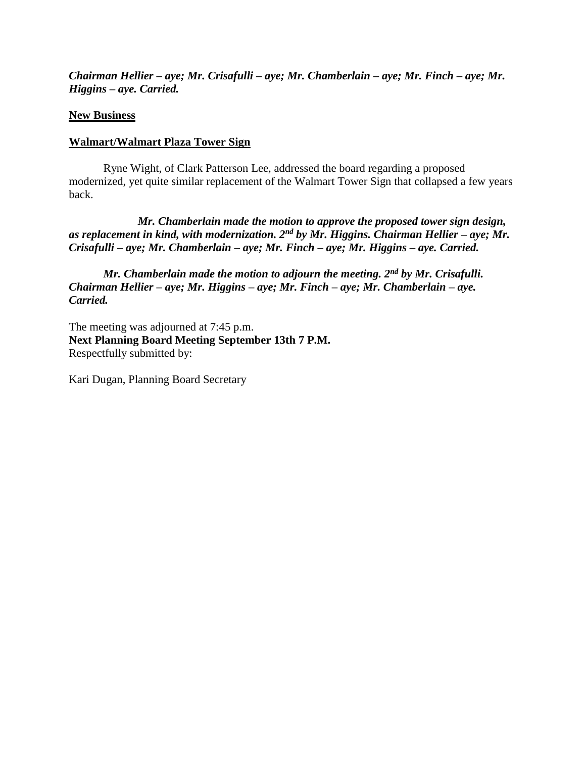***Chairman Hellier – aye; Mr. Crisafulli – aye; Mr. Chamberlain – aye; Mr. Finch – aye; Mr. Higgins – aye. Carried.***

**New Business**

**Walmart/Walmart Plaza Tower Sign**

Ryne Wight, of Clark Patterson Lee, addressed the board regarding a proposed modernized, yet quite similar replacement of the Walmart Tower Sign that collapsed a few years back.

***Mr. Chamberlain made the motion to approve the proposed tower sign design, as replacement in kind, with modernization. 2nd by Mr. Higgins. Chairman Hellier – aye; Mr. Crisafulli – aye; Mr. Chamberlain – aye; Mr. Finch – aye; Mr. Higgins – aye. Carried.***

***Mr. Chamberlain made the motion to adjourn the meeting. 2nd by Mr. Crisafulli. Chairman Hellier – aye; Mr. Higgins – aye; Mr. Finch – aye; Mr. Chamberlain – aye. Carried.***

The meeting was adjourned at 7:45 p.m.
**Next Planning Board Meeting September 13th 7 P.M.**
Respectfully submitted by:

Kari Dugan, Planning Board Secretary